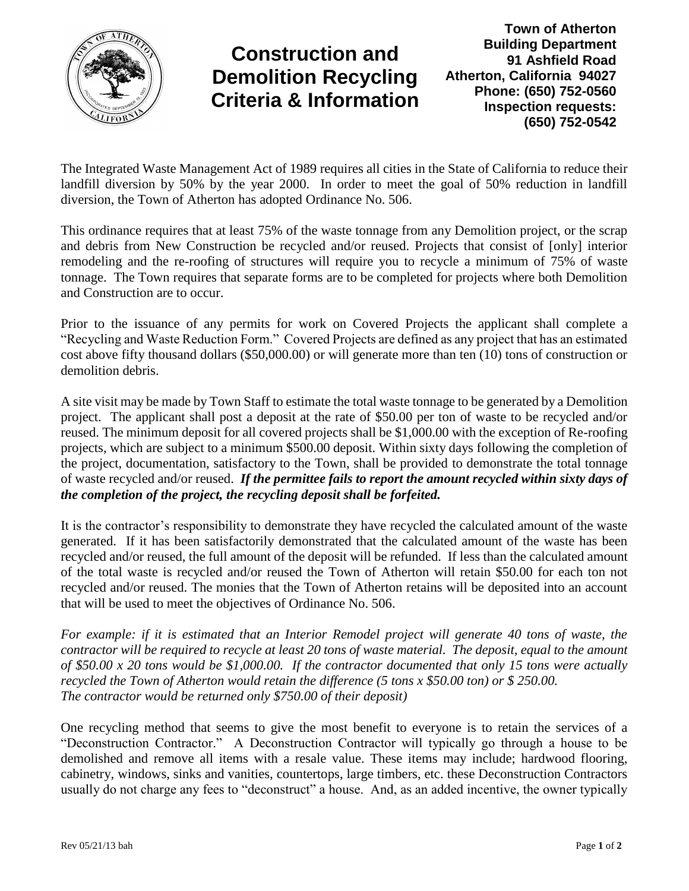# Construction and Demolition Recycling Criteria & Information

**Town of Atherton**
**Building Department**
**91 Ashfield Road**
**Atherton, California 94027**
**Phone: (650) 752-0560**
**Inspection requests: (650) 752-0542**

The Integrated Waste Management Act of 1989 requires all cities in the State of California to reduce their landfill diversion by 50% by the year 2000. In order to meet the goal of 50% reduction in landfill diversion, the Town of Atherton has adopted Ordinance No. 506.

This ordinance requires that at least 75% of the waste tonnage from any Demolition project, or the scrap and debris from New Construction be recycled and/or reused. Projects that consist of [only] interior remodeling and the re-roofing of structures will require you to recycle a minimum of 75% of waste tonnage. The Town requires that separate forms are to be completed for projects where both Demolition and Construction are to occur.

Prior to the issuance of any permits for work on Covered Projects the applicant shall complete a "Recycling and Waste Reduction Form." Covered Projects are defined as any project that has an estimated cost above fifty thousand dollars ($50,000.00) or will generate more than ten (10) tons of construction or demolition debris.

A site visit may be made by Town Staff to estimate the total waste tonnage to be generated by a Demolition project. The applicant shall post a deposit at the rate of $50.00 per ton of waste to be recycled and/or reused. The minimum deposit for all covered projects shall be $1,000.00 with the exception of Re-roofing projects, which are subject to a minimum $500.00 deposit. Within sixty days following the completion of the project, documentation, satisfactory to the Town, shall be provided to demonstrate the total tonnage of waste recycled and/or reused. ***If the permittee fails to report the amount recycled within sixty days of the completion of the project, the recycling deposit shall be forfeited.***

It is the contractor's responsibility to demonstrate they have recycled the calculated amount of the waste generated. If it has been satisfactorily demonstrated that the calculated amount of the waste has been recycled and/or reused, the full amount of the deposit will be refunded. If less than the calculated amount of the total waste is recycled and/or reused the Town of Atherton will retain $50.00 for each ton not recycled and/or reused. The monies that the Town of Atherton retains will be deposited into an account that will be used to meet the objectives of Ordinance No. 506.

*For example: if it is estimated that an Interior Remodel project will generate 40 tons of waste, the contractor will be required to recycle at least 20 tons of waste material. The deposit, equal to the amount of $50.00 x 20 tons would be $1,000.00. If the contractor documented that only 15 tons were actually recycled the Town of Atherton would retain the difference (5 tons x $50.00 ton) or $ 250.00. The contractor would be returned only $750.00 of their deposit)*

One recycling method that seems to give the most benefit to everyone is to retain the services of a "Deconstruction Contractor." A Deconstruction Contractor will typically go through a house to be demolished and remove all items with a resale value. These items may include; hardwood flooring, cabinetry, windows, sinks and vanities, countertops, large timbers, etc. these Deconstruction Contractors usually do not charge any fees to "deconstruct" a house. And, as an added incentive, the owner typically

Rev 05/21/13 bah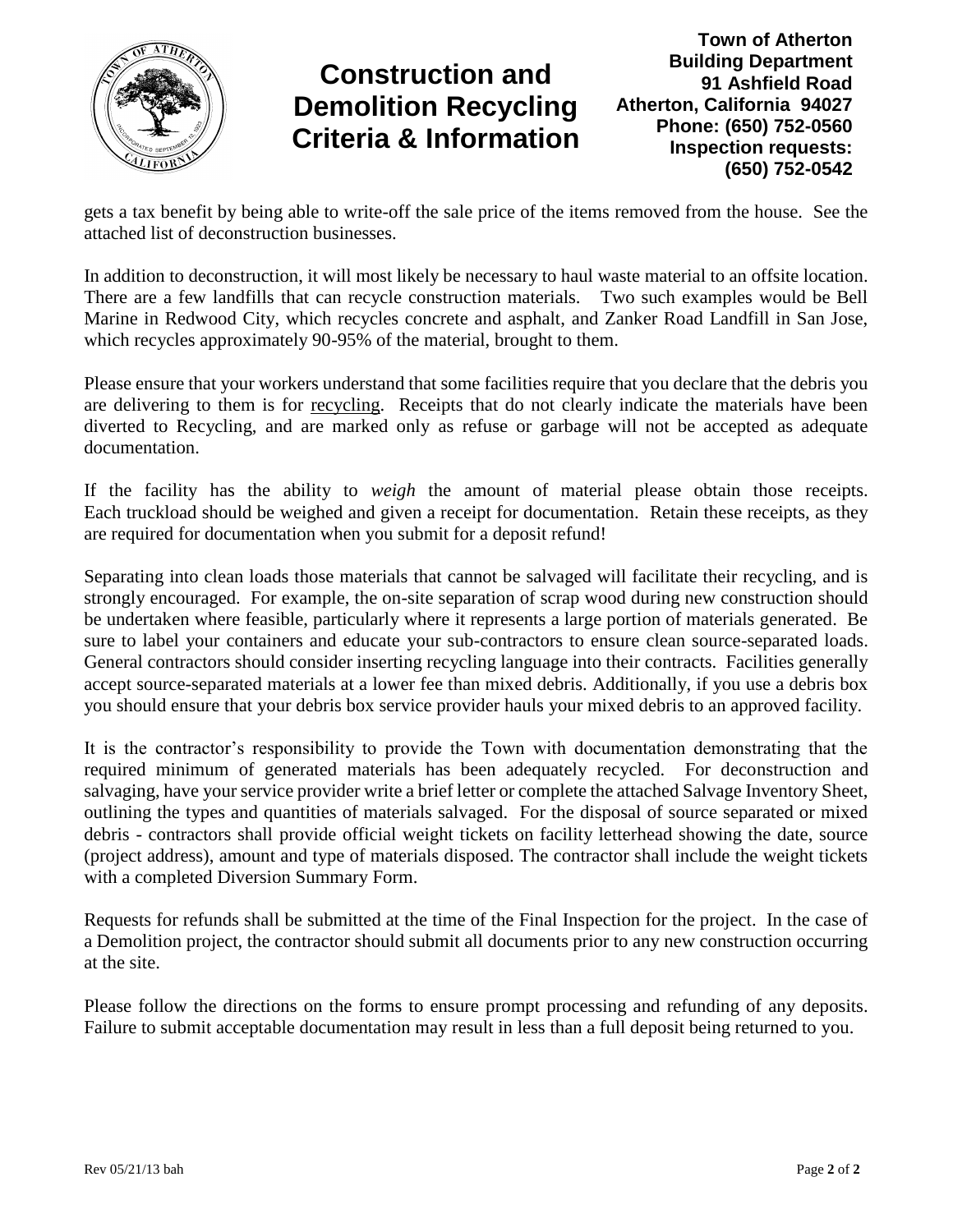gets a tax benefit by being able to write-off the sale price of the items removed from the house. See the attached list of deconstruction businesses.

In addition to deconstruction, it will most likely be necessary to haul waste material to an offsite location. There are a few landfills that can recycle construction materials. Two such examples would be Bell Marine in Redwood City, which recycles concrete and asphalt, and Zanker Road Landfill in San Jose, which recycles approximately 90-95% of the material, brought to them.

Please ensure that your workers understand that some facilities require that you declare that the debris you are delivering to them is for recycling. Receipts that do not clearly indicate the materials have been diverted to Recycling, and are marked only as refuse or garbage will not be accepted as adequate documentation.

If the facility has the ability to *weigh* the amount of material please obtain those receipts. Each truckload should be weighed and given a receipt for documentation. Retain these receipts, as they are required for documentation when you submit for a deposit refund!

Separating into clean loads those materials that cannot be salvaged will facilitate their recycling, and is strongly encouraged. For example, the on-site separation of scrap wood during new construction should be undertaken where feasible, particularly where it represents a large portion of materials generated. Be sure to label your containers and educate your sub-contractors to ensure clean source-separated loads. General contractors should consider inserting recycling language into their contracts. Facilities generally accept source-separated materials at a lower fee than mixed debris. Additionally, if you use a debris box you should ensure that your debris box service provider hauls your mixed debris to an approved facility.

It is the contractor's responsibility to provide the Town with documentation demonstrating that the required minimum of generated materials has been adequately recycled. For deconstruction and salvaging, have your service provider write a brief letter or complete the attached Salvage Inventory Sheet, outlining the types and quantities of materials salvaged. For the disposal of source separated or mixed debris - contractors shall provide official weight tickets on facility letterhead showing the date, source (project address), amount and type of materials disposed. The contractor shall include the weight tickets with a completed Diversion Summary Form.

Requests for refunds shall be submitted at the time of the Final Inspection for the project. In the case of a Demolition project, the contractor should submit all documents prior to any new construction occurring at the site.

Please follow the directions on the forms to ensure prompt processing and refunding of any deposits. Failure to submit acceptable documentation may result in less than a full deposit being returned to you.